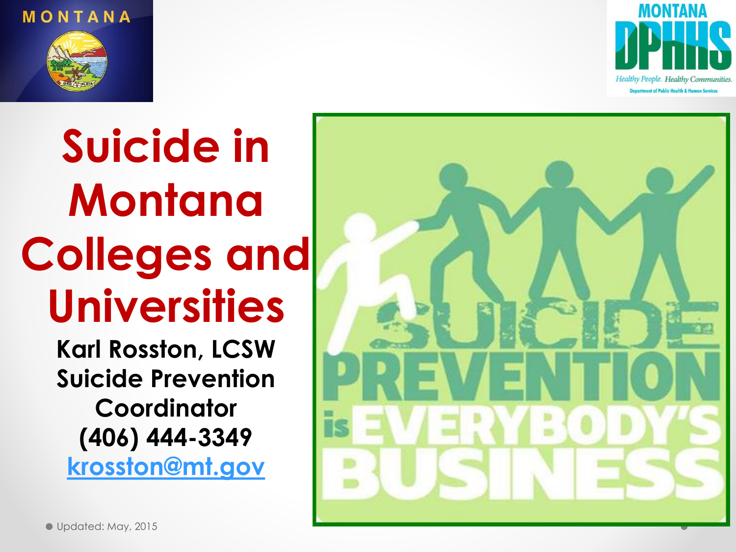# Suicide in Montana Colleges and Universities

**Karl Rosston, LCSW**
**Suicide Prevention Coordinator**
**(406) 444-3349**
**krosston@mt.gov**

Updated: May, 2015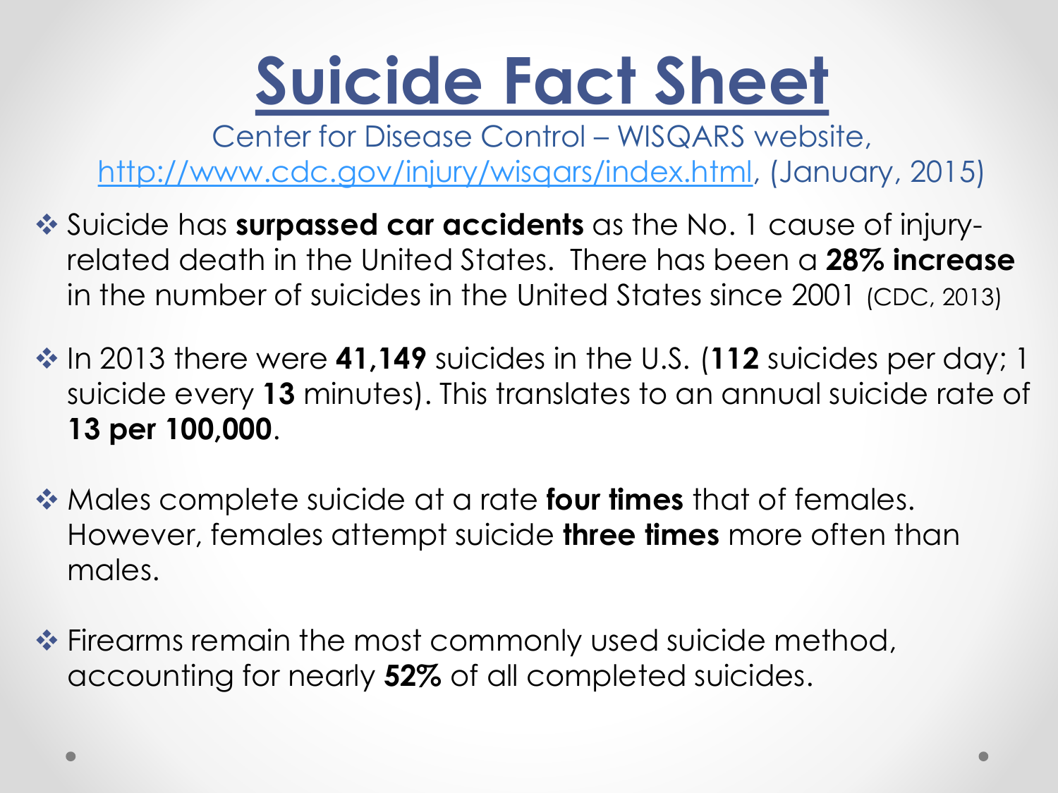# Suicide Fact Sheet

Center for Disease Control – WISQARS website, [http://www.cdc.gov/injury/wisqars/index.html](http://www.cdc.gov/injury/wisqars/index.html), (January, 2015)

- Suicide has **surpassed car accidents** as the No. 1 cause of injury-related death in the United States. There has been a **28% increase** in the number of suicides in the United States since 2001 (CDC, 2013)

- In 2013 there were **41,149** suicides in the U.S. (**112** suicides per day; 1 suicide every **13** minutes). This translates to an annual suicide rate of **13 per 100,000**.

- Males complete suicide at a rate **four times** that of females. However, females attempt suicide **three times** more often than males.

- Firearms remain the most commonly used suicide method, accounting for nearly **52%** of all completed suicides.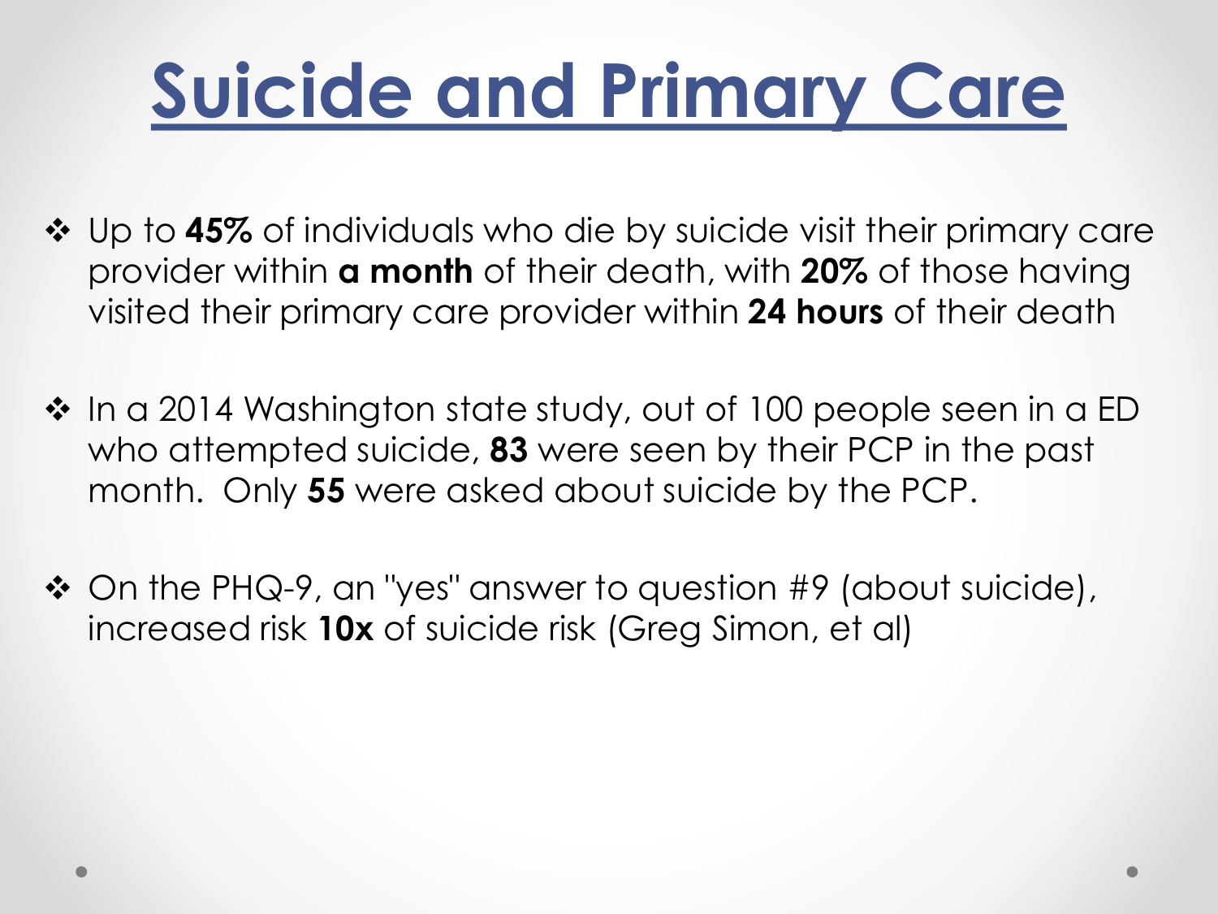# Suicide and Primary Care

- Up to **45%** of individuals who die by suicide visit their primary care provider within **a month** of their death, with **20%** of those having visited their primary care provider within **24 hours** of their death
- In a 2014 Washington state study, out of 100 people seen in a ED who attempted suicide, **83** were seen by their PCP in the past month. Only **55** were asked about suicide by the PCP.
- On the PHQ-9, an "yes" answer to question #9 (about suicide), increased risk **10x** of suicide risk (Greg Simon, et al)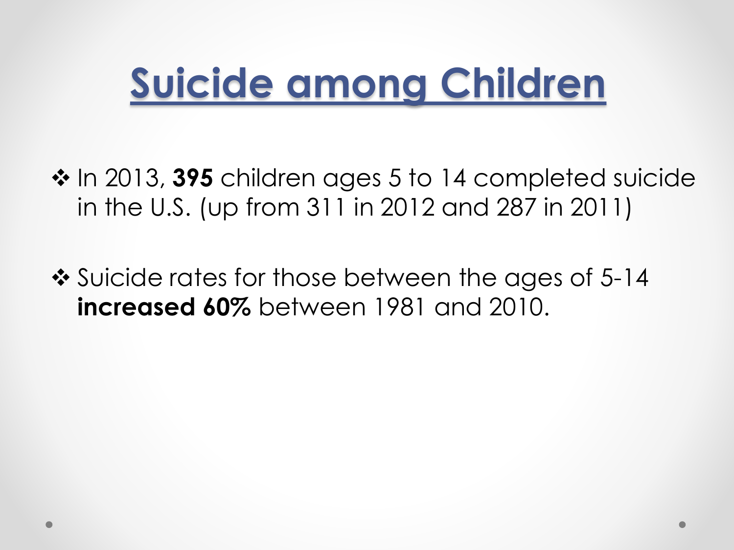# Suicide among Children

- In 2013, **395** children ages 5 to 14 completed suicide in the U.S. (up from 311 in 2012 and 287 in 2011)
- Suicide rates for those between the ages of 5-14 **increased 60%** between 1981 and 2010.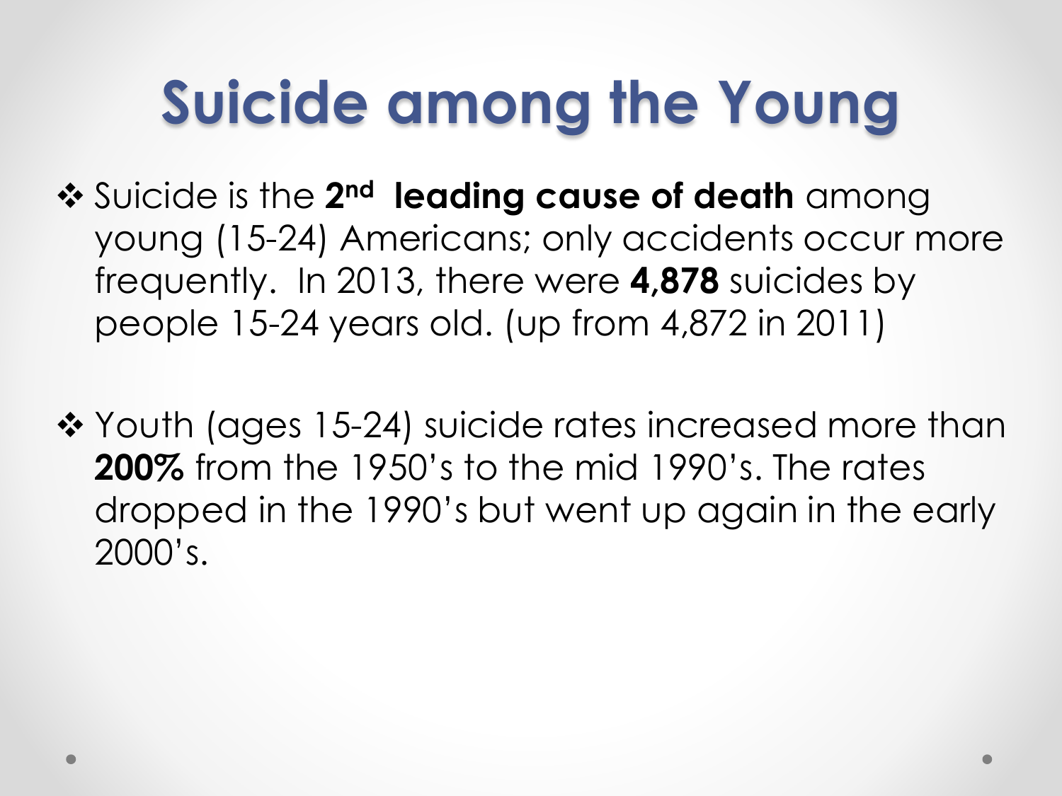# Suicide among the Young

- Suicide is the **2nd leading cause of death** among young (15-24) Americans; only accidents occur more frequently. In 2013, there were **4,878** suicides by people 15-24 years old. (up from 4,872 in 2011)

- Youth (ages 15-24) suicide rates increased more than **200%** from the 1950's to the mid 1990's. The rates dropped in the 1990's but went up again in the early 2000's.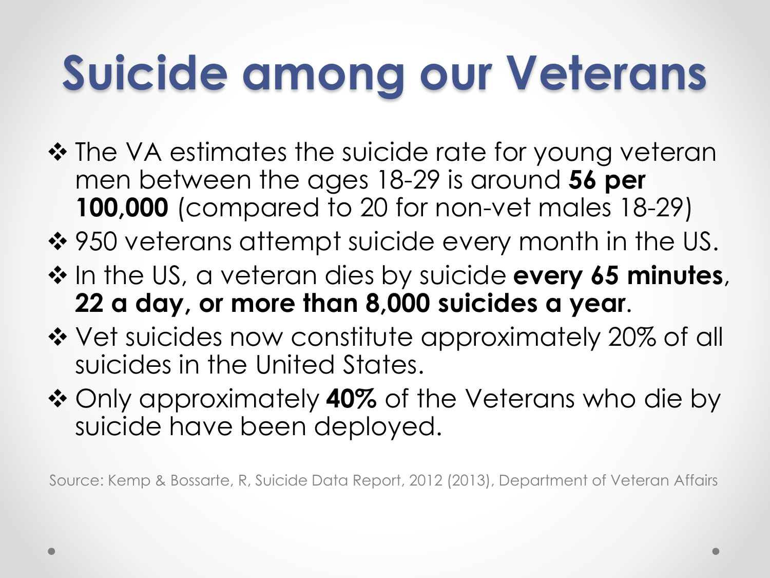# Suicide among our Veterans

- The VA estimates the suicide rate for young veteran men between the ages 18-29 is around **56 per 100,000** (compared to 20 for non-vet males 18-29)
- 950 veterans attempt suicide every month in the US.
- In the US, a veteran dies by suicide **every 65 minutes**, **22 a day, or more than 8,000 suicides a year**.
- Vet suicides now constitute approximately 20% of all suicides in the United States.
- Only approximately **40%** of the Veterans who die by suicide have been deployed.

Source: Kemp & Bossarte, R, Suicide Data Report, 2012 (2013), Department of Veteran Affairs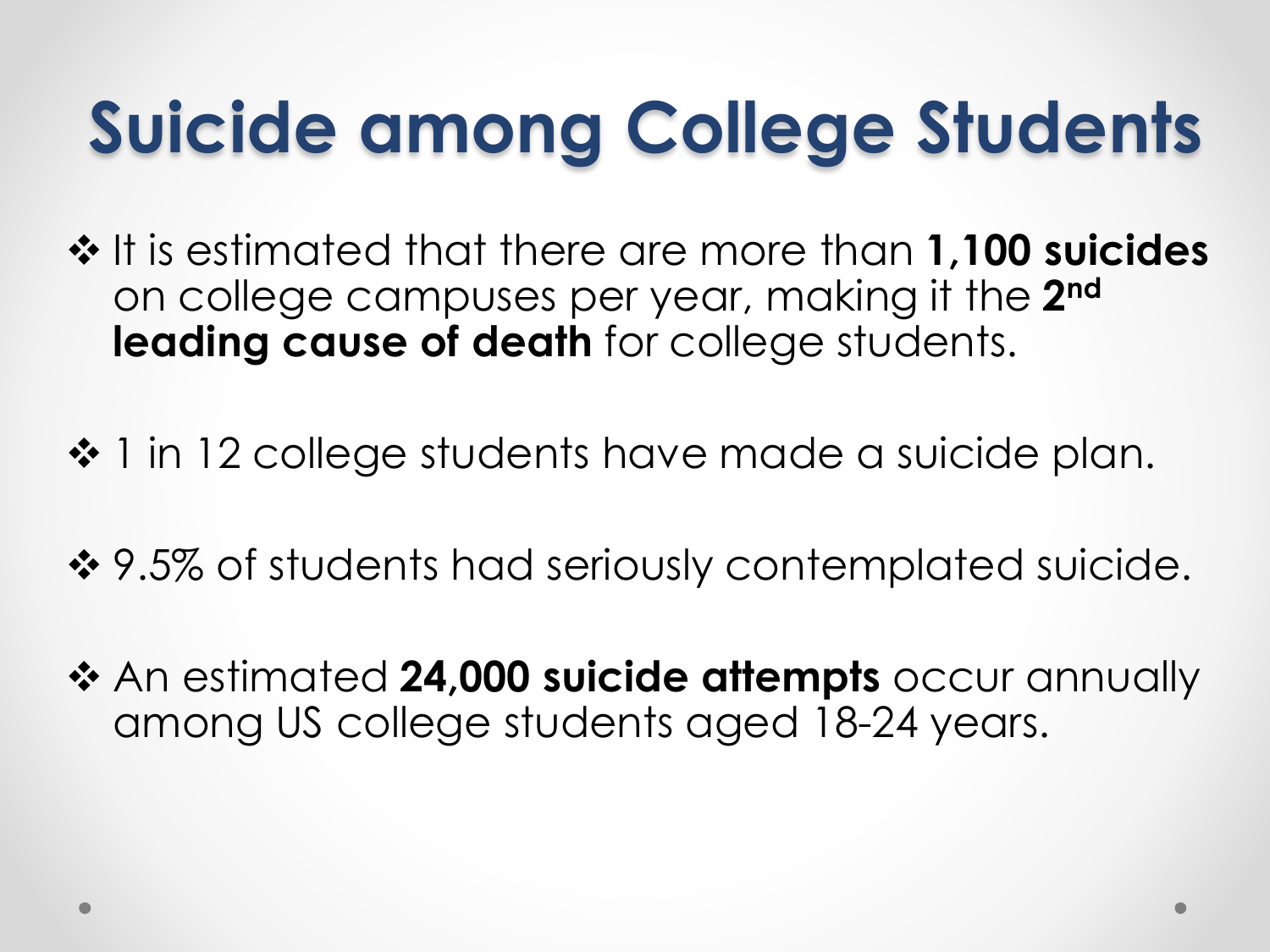# Suicide among College Students

- It is estimated that there are more than **1,100 suicides** on college campuses per year, making it the **2nd leading cause of death** for college students.

- 1 in 12 college students have made a suicide plan.

- 9.5% of students had seriously contemplated suicide.

- An estimated **24,000 suicide attempts** occur annually among US college students aged 18-24 years.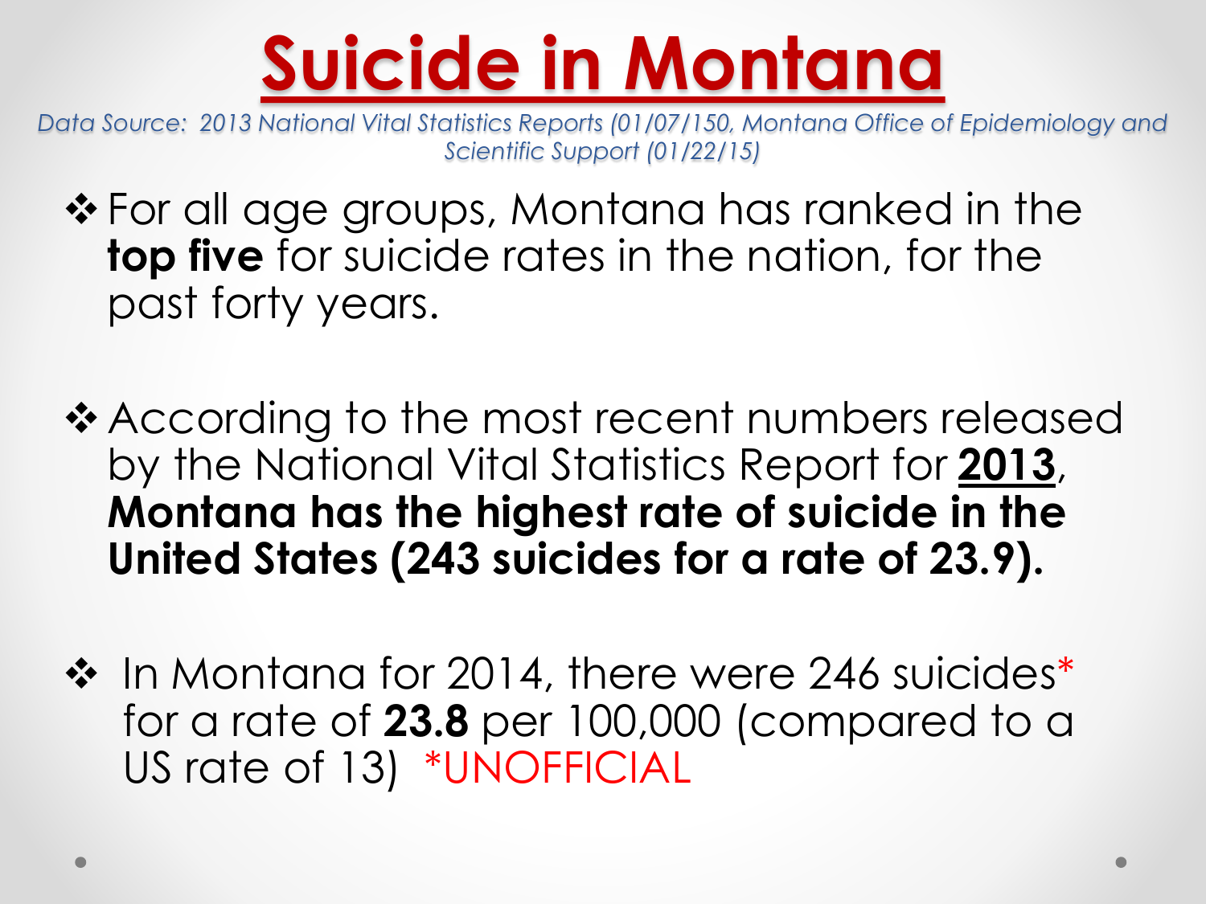# Suicide in Montana

*Data Source: 2013 National Vital Statistics Reports (01/07/150, Montana Office of Epidemiology and Scientific Support (01/22/15)*

- For all age groups, Montana has ranked in the **top five** for suicide rates in the nation, for the past forty years.

- According to the most recent numbers released by the National Vital Statistics Report for **2013**, **Montana has the highest rate of suicide in the United States (243 suicides for a rate of 23.9).**

- In Montana for 2014, there were 246 suicides* for a rate of **23.8** per 100,000 (compared to a US rate of 13) *UNOFFICIAL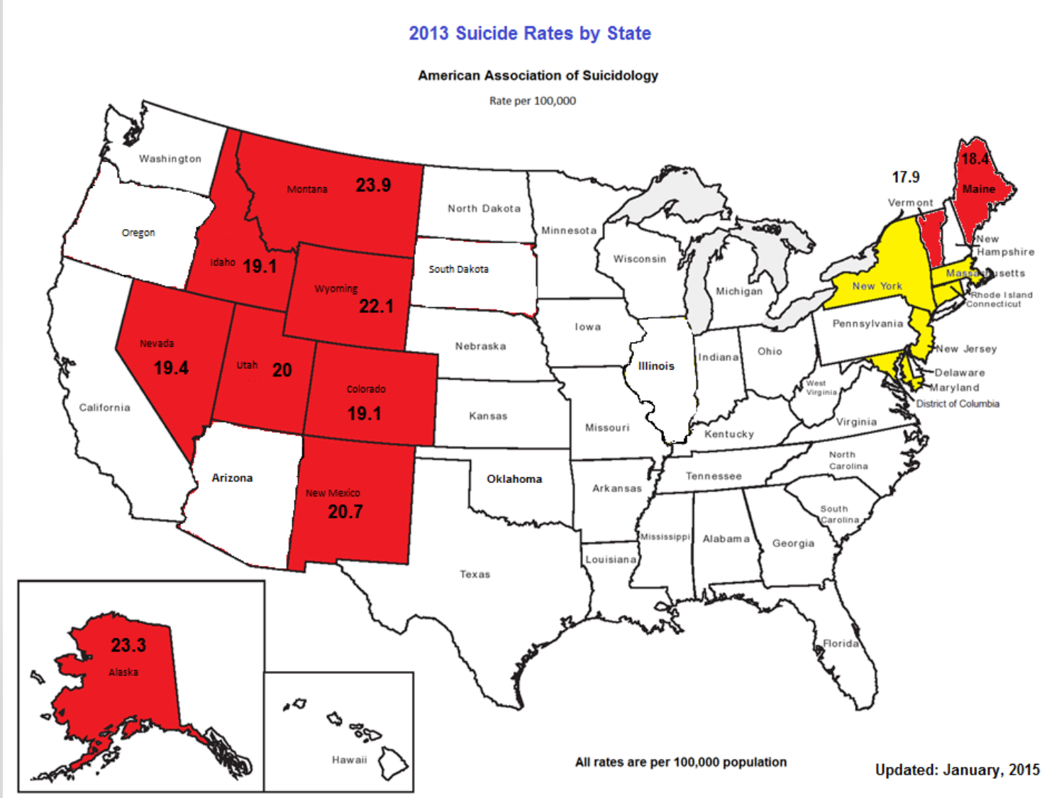# 2013 Suicide Rates by State

**American Association of Suicidology**

Rate per 100,000

| State | Rate |
| --- | --- |
| Montana | 23.9 |
| Alaska | 23.3 |
| Wyoming | 22.1 |
| New Mexico | 20.7 |
| Utah | 20 |
| Nevada | 19.4 |
| Idaho | 19.1 |
| Colorado | 19.1 |
| Maine | 18.4 |
| Vermont | 17.9 |

All rates are per 100,000 population

Updated: January, 2015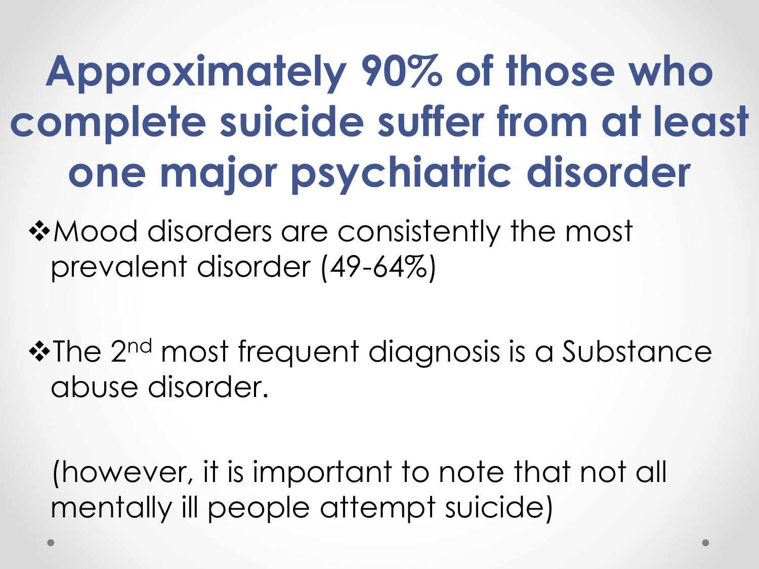# Approximately 90% of those who complete suicide suffer from at least one major psychiatric disorder

- Mood disorders are consistently the most prevalent disorder (49-64%)

- The 2nd most frequent diagnosis is a Substance abuse disorder.

(however, it is important to note that not all mentally ill people attempt suicide)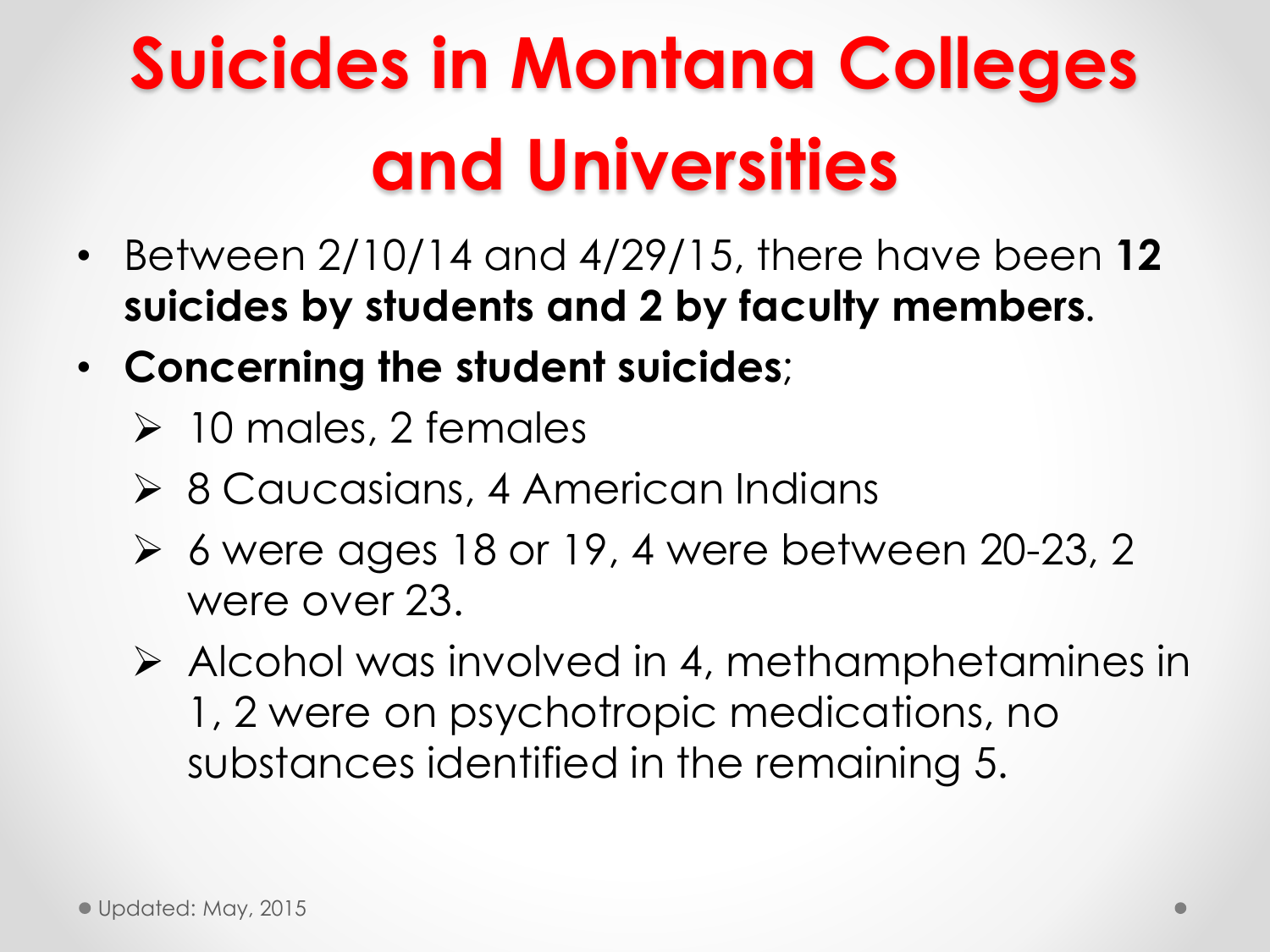# Suicides in Montana Colleges and Universities

- Between 2/10/14 and 4/29/15, there have been **12 suicides by students and 2 by faculty members.**
- **Concerning the student suicides**;
  - 10 males, 2 females
  - 8 Caucasians, 4 American Indians
  - 6 were ages 18 or 19, 4 were between 20-23, 2 were over 23.
  - Alcohol was involved in 4, methamphetamines in 1, 2 were on psychotropic medications, no substances identified in the remaining 5.

Updated: May, 2015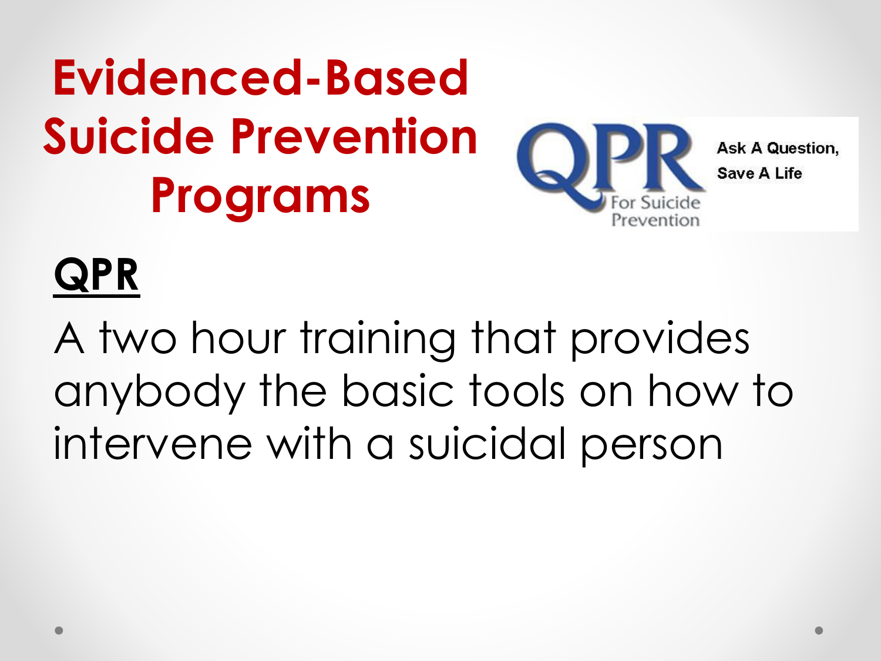# Evidenced-Based Suicide Prevention Programs

QPR For Suicide Prevention

Ask A Question, Save A Life

## QPR

A two hour training that provides anybody the basic tools on how to intervene with a suicidal person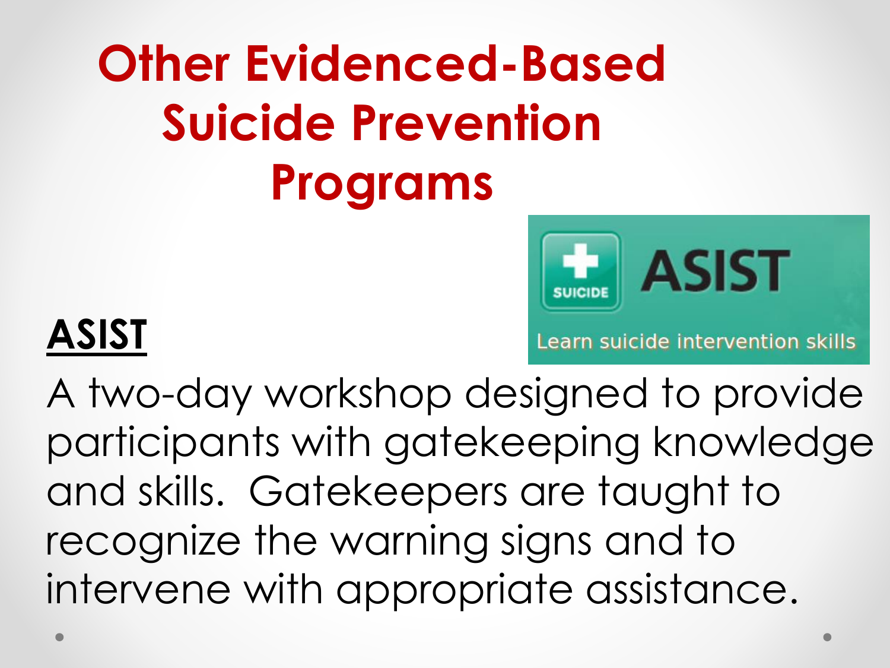# Other Evidenced-Based Suicide Prevention Programs

SUICIDE ASIST

Learn suicide intervention skills

**ASIST**

A two-day workshop designed to provide participants with gatekeeping knowledge and skills. Gatekeepers are taught to recognize the warning signs and to intervene with appropriate assistance.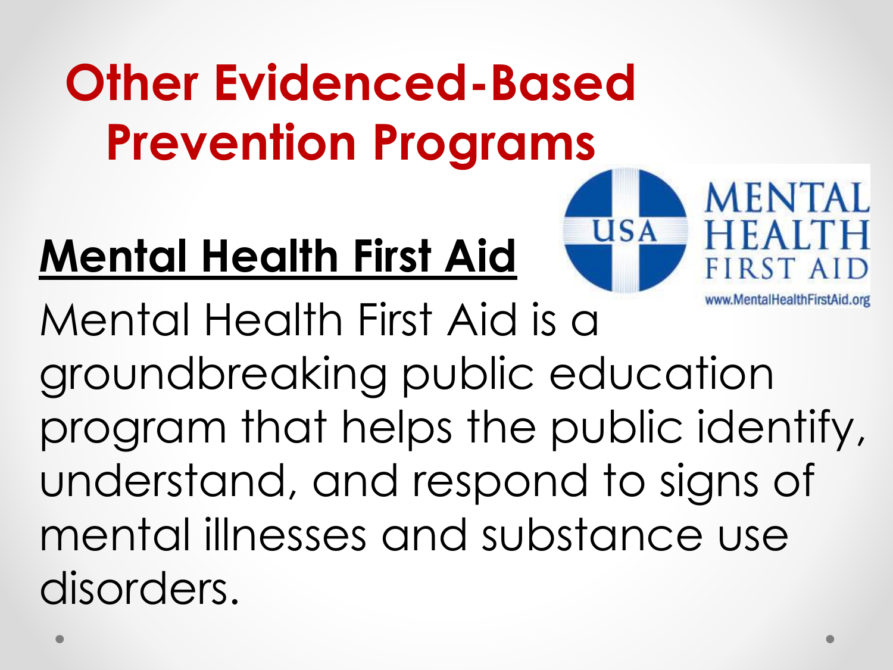# Other Evidenced-Based Prevention Programs

## Mental Health First Aid

Mental Health First Aid is a groundbreaking public education program that helps the public identify, understand, and respond to signs of mental illnesses and substance use disorders.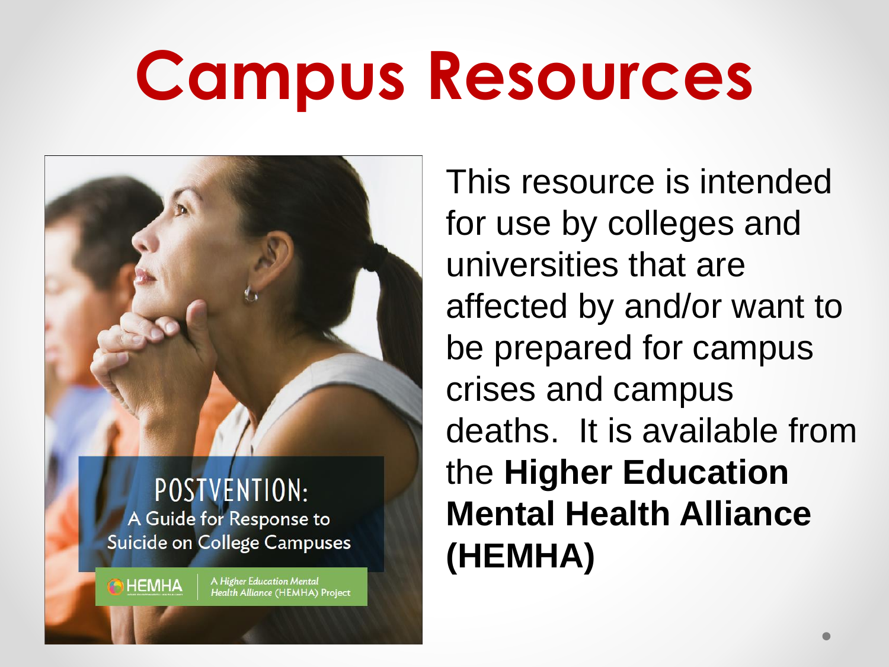# Campus Resources

POSTVENTION:
A Guide for Response to Suicide on College Campuses

HEMHA | A Higher Education Mental Health Alliance (HEMHA) Project

This resource is intended for use by colleges and universities that are affected by and/or want to be prepared for campus crises and campus deaths. It is available from the **Higher Education Mental Health Alliance (HEMHA)**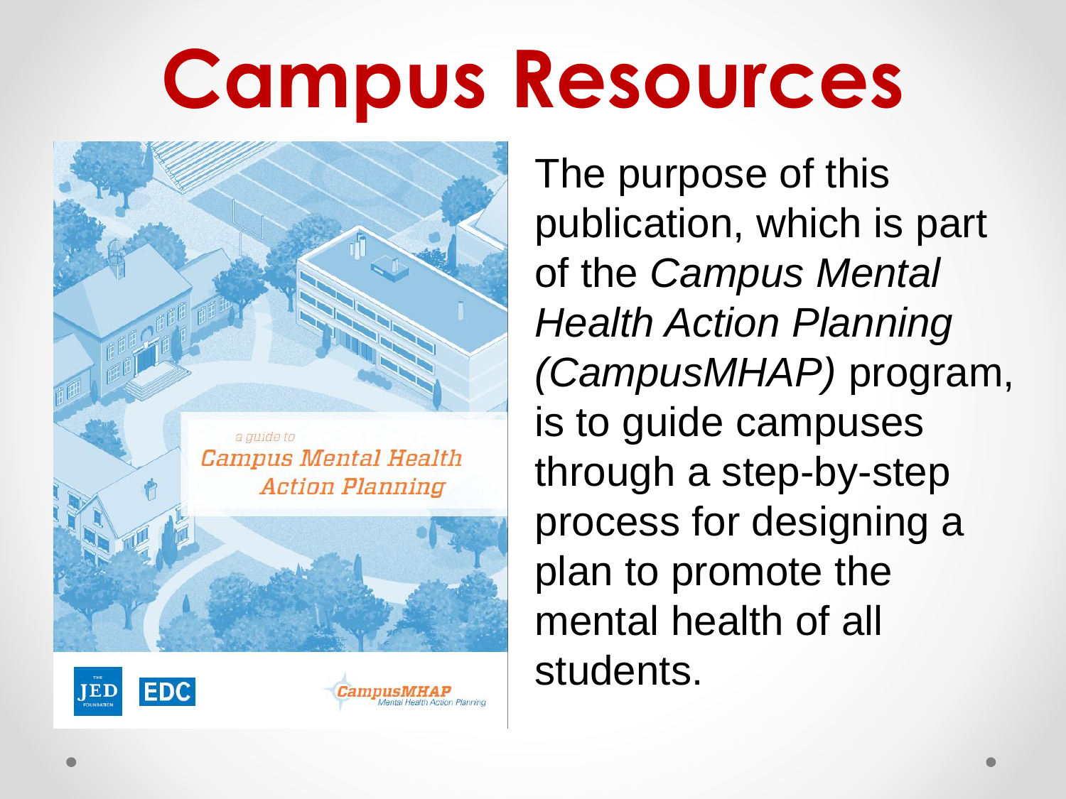# Campus Resources

The purpose of this publication, which is part of the *Campus Mental Health Action Planning (CampusMHAP)* program, is to guide campuses through a step-by-step process for designing a plan to promote the mental health of all students.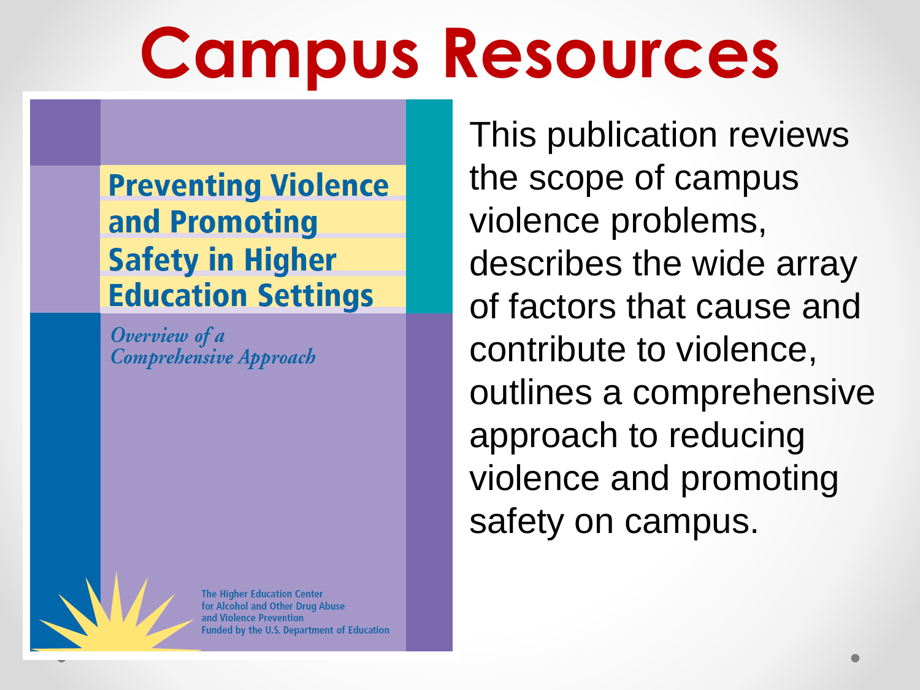# Campus Resources

**Preventing Violence and Promoting Safety in Higher Education Settings**

*Overview of a Comprehensive Approach*

The Higher Education Center for Alcohol and Other Drug Abuse and Violence Prevention
Funded by the U.S. Department of Education

This publication reviews the scope of campus violence problems, describes the wide array of factors that cause and contribute to violence, outlines a comprehensive approach to reducing violence and promoting safety on campus.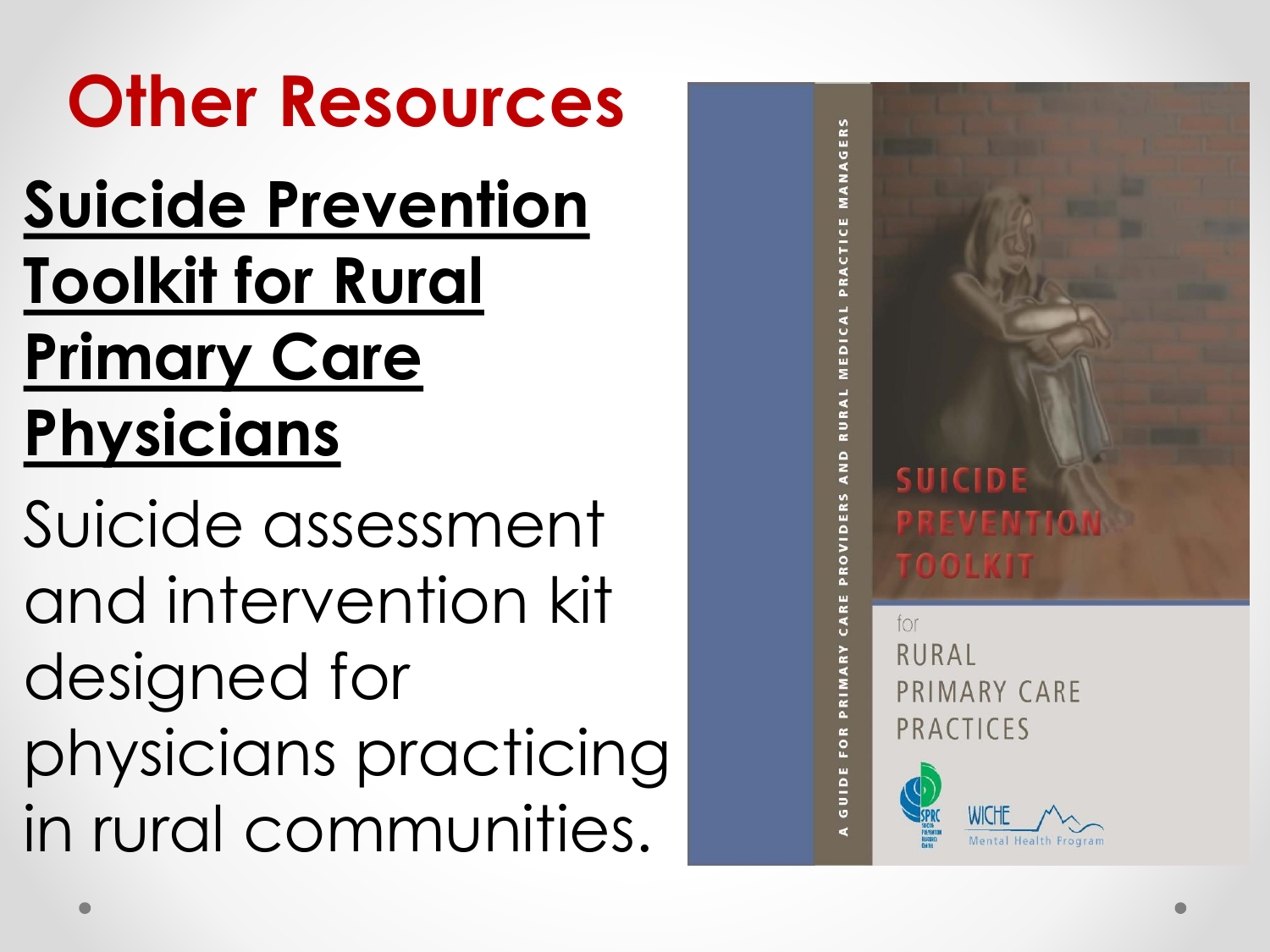# Other Resources

**Suicide Prevention Toolkit for Rural Primary Care Physicians**

Suicide assessment and intervention kit designed for physicians practicing in rural communities.

A GUIDE FOR PRIMARY CARE PROVIDERS AND RURAL MEDICAL PRACTICE MANAGERS

SUICIDE PREVENTION TOOLKIT

for RURAL PRIMARY CARE PRACTICES

SPRC

WICHE Mental Health Program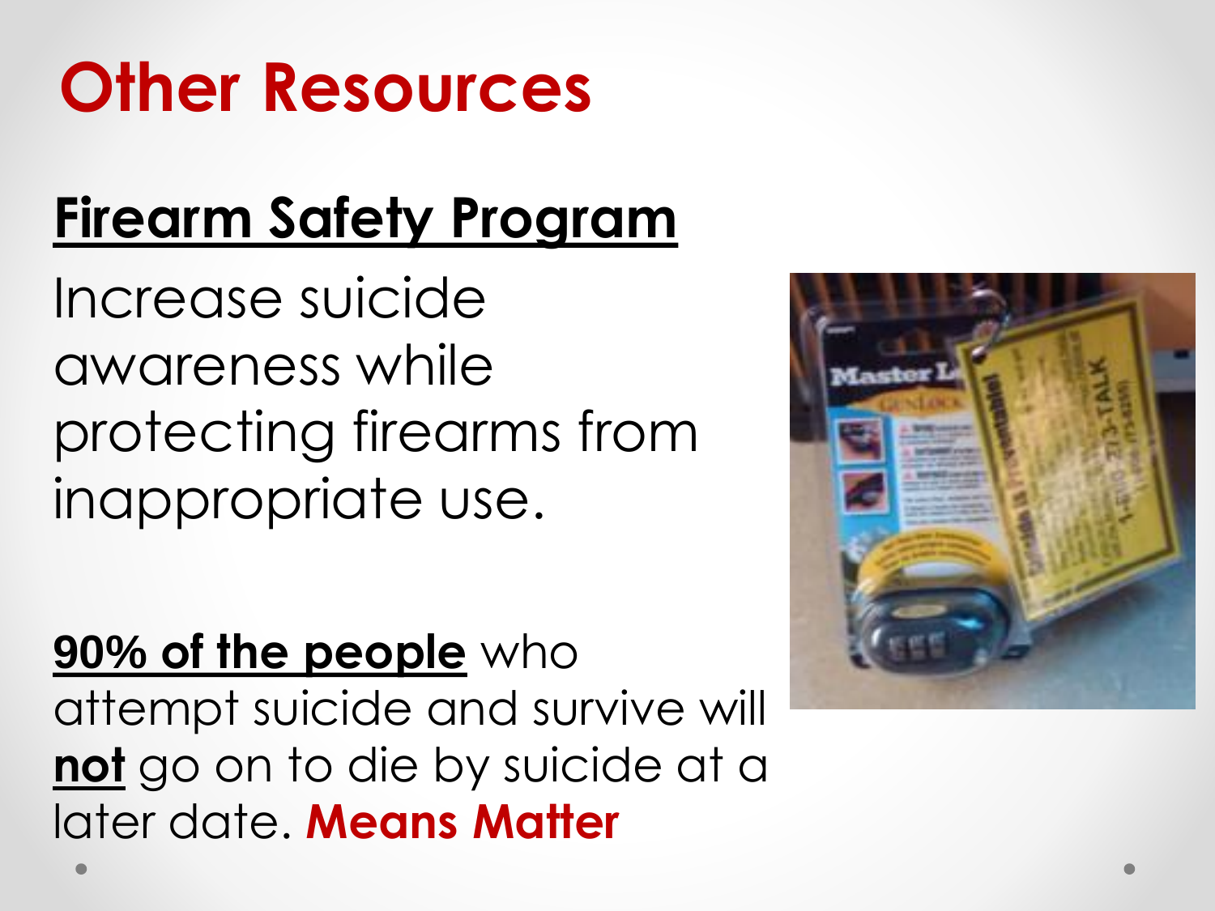# Other Resources

## Firearm Safety Program

Increase suicide awareness while protecting firearms from inappropriate use.

**90% of the people** who attempt suicide and survive will **not** go on to die by suicide at a later date. **Means Matter**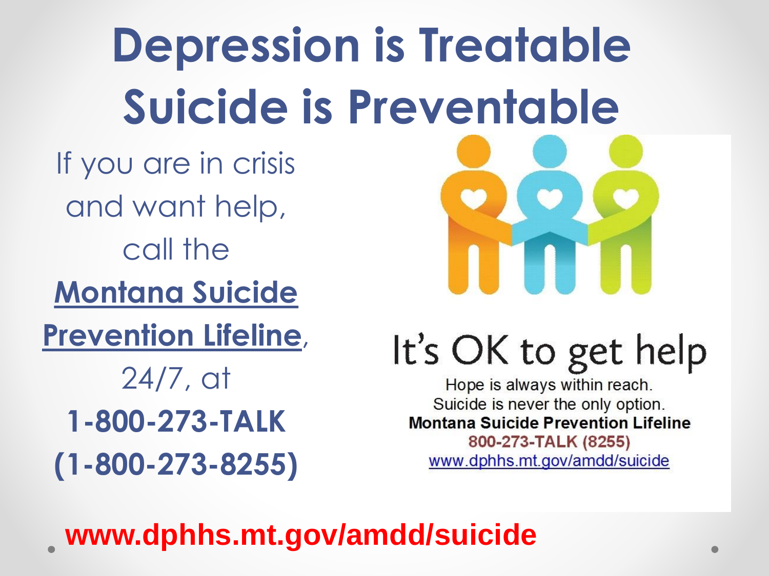# Depression is Treatable
# Suicide is Preventable

If you are in crisis and want help, call the **Montana Suicide Prevention Lifeline**, 24/7, at

**1-800-273-TALK (1-800-273-8255)**

It's OK to get help

Hope is always within reach.
Suicide is never the only option.
**Montana Suicide Prevention Lifeline**
800-273-TALK (8255)
www.dphhs.mt.gov/amdd/suicide

**www.dphhs.mt.gov/amdd/suicide**